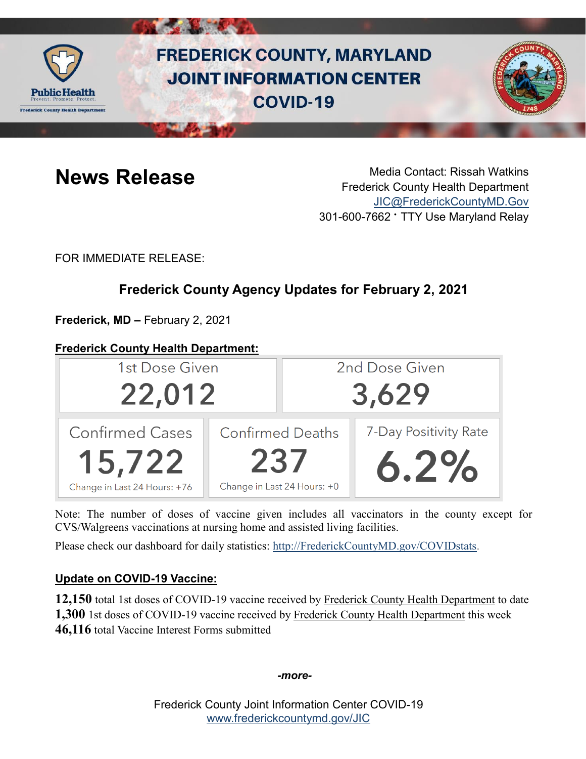# FREDERICK COUNTY, MARYLAND JOINT INFORMATION CENTER COVID-19

## News Release

Media Contact: Rissah Watkins
Frederick County Health Department
JIC@FrederickCountyMD.Gov
301-600-7662 · TTY Use Maryland Relay

FOR IMMEDIATE RELEASE:

### Frederick County Agency Updates for February 2, 2021

**Frederick, MD –** February 2, 2021

**Frederick County Health Department:**

| 1st Dose Given | 2nd Dose Given |
|---|---|
| 22,012 | 3,629 |

| Confirmed Cases | Confirmed Deaths | 7-Day Positivity Rate |
|---|---|---|
| 15,722 | 237 | 6.2% |
| Change in Last 24 Hours: +76 | Change in Last 24 Hours: +0 | |

Note: The number of doses of vaccine given includes all vaccinators in the county except for CVS/Walgreens vaccinations at nursing home and assisted living facilities.

Please check our dashboard for daily statistics: http://FrederickCountyMD.gov/COVIDstats.

**Update on COVID-19 Vaccine:**

**12,150** total 1st doses of COVID-19 vaccine received by Frederick County Health Department to date
**1,300** 1st doses of COVID-19 vaccine received by Frederick County Health Department this week
**46,116** total Vaccine Interest Forms submitted

*-more-*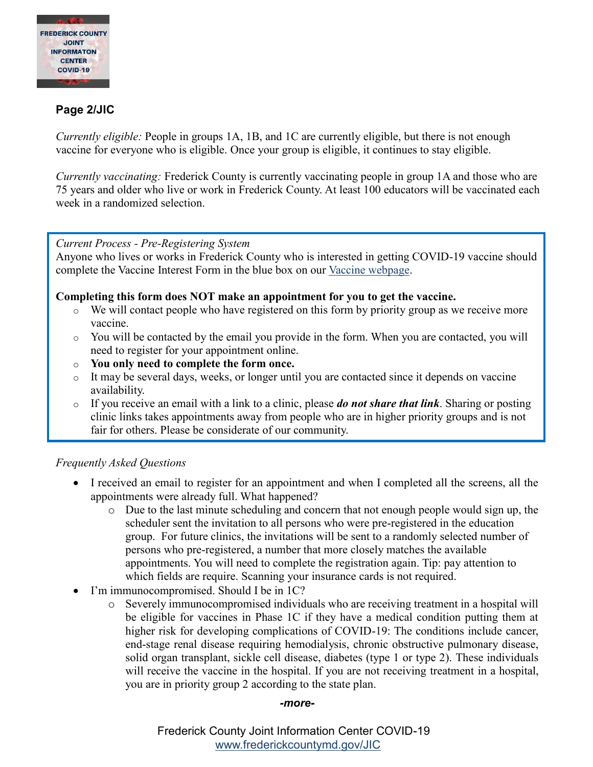**Page 2/JIC**

*Currently eligible:* People in groups 1A, 1B, and 1C are currently eligible, but there is not enough vaccine for everyone who is eligible. Once your group is eligible, it continues to stay eligible.

*Currently vaccinating:* Frederick County is currently vaccinating people in group 1A and those who are 75 years and older who live or work in Frederick County. At least 100 educators will be vaccinated each week in a randomized selection.

*Current Process - Pre-Registering System*
Anyone who lives or works in Frederick County who is interested in getting COVID-19 vaccine should complete the Vaccine Interest Form in the blue box on our Vaccine webpage.

**Completing this form does NOT make an appointment for you to get the vaccine.**

- We will contact people who have registered on this form by priority group as we receive more vaccine.
- You will be contacted by the email you provide in the form. When you are contacted, you will need to register for your appointment online.
- **You only need to complete the form once.**
- It may be several days, weeks, or longer until you are contacted since it depends on vaccine availability.
- If you receive an email with a link to a clinic, please ***do not share that link***. Sharing or posting clinic links takes appointments away from people who are in higher priority groups and is not fair for others. Please be considerate of our community.

*Frequently Asked Questions*

- I received an email to register for an appointment and when I completed all the screens, all the appointments were already full. What happened?
  - Due to the last minute scheduling and concern that not enough people would sign up, the scheduler sent the invitation to all persons who were pre-registered in the education group. For future clinics, the invitations will be sent to a randomly selected number of persons who pre-registered, a number that more closely matches the available appointments. You will need to complete the registration again. Tip: pay attention to which fields are require. Scanning your insurance cards is not required.
- I'm immunocompromised. Should I be in 1C?
  - Severely immunocompromised individuals who are receiving treatment in a hospital will be eligible for vaccines in Phase 1C if they have a medical condition putting them at higher risk for developing complications of COVID-19: The conditions include cancer, end-stage renal disease requiring hemodialysis, chronic obstructive pulmonary disease, solid organ transplant, sickle cell disease, diabetes (type 1 or type 2). These individuals will receive the vaccine in the hospital. If you are not receiving treatment in a hospital, you are in priority group 2 according to the state plan.

***-more-***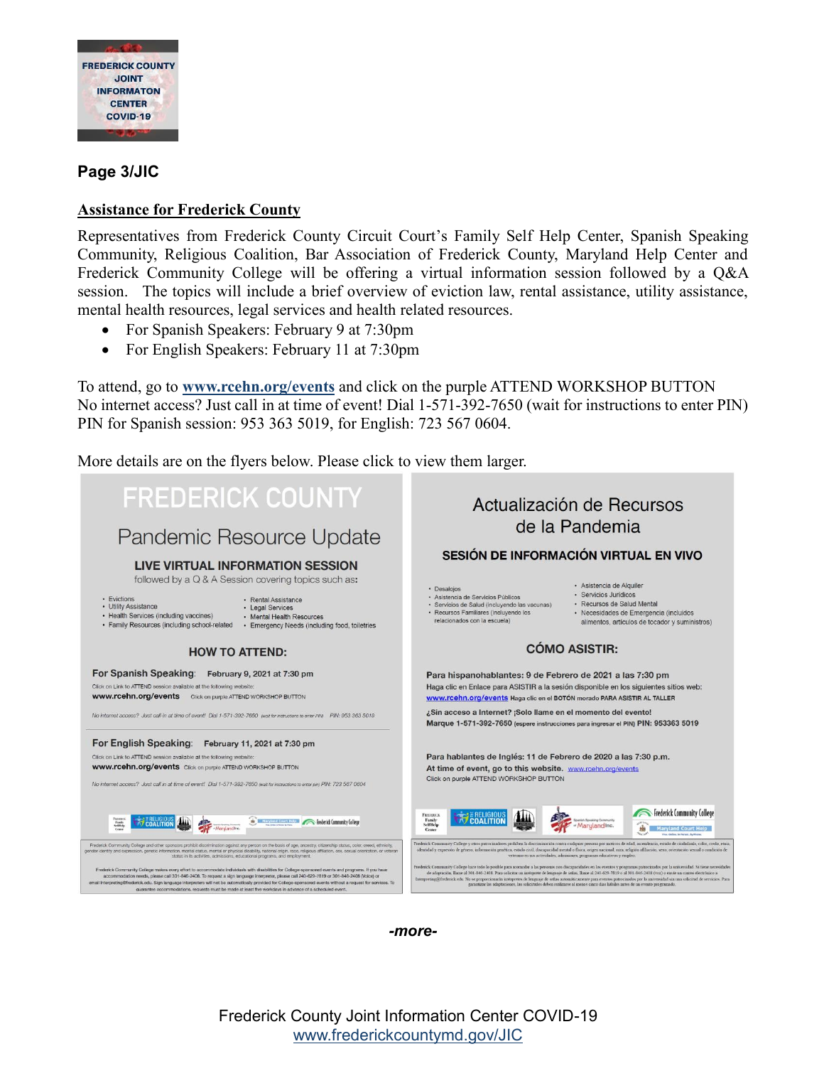**Page 3/JIC**

## Assistance for Frederick County

Representatives from Frederick County Circuit Court's Family Self Help Center, Spanish Speaking Community, Religious Coalition, Bar Association of Frederick County, Maryland Help Center and Frederick Community College will be offering a virtual information session followed by a Q&A session. The topics will include a brief overview of eviction law, rental assistance, utility assistance, mental health resources, legal services and health related resources.

- For Spanish Speakers: February 9 at 7:30pm
- For English Speakers: February 11 at 7:30pm

To attend, go to **www.rcehn.org/events** and click on the purple ATTEND WORKSHOP BUTTON
No internet access? Just call in at time of event! Dial 1-571-392-7650 (wait for instructions to enter PIN)
PIN for Spanish session: 953 363 5019, for English: 723 567 0604.

More details are on the flyers below. Please click to view them larger.

# FREDERICK COUNTY

## Pandemic Resource Update

### LIVE VIRTUAL INFORMATION SESSION

followed by a Q & A Session covering topics such as:

- Evictions
- Utility Assistance
- Health Services (including vaccines)
- Family Resources (including school-related
- Rental Assistance
- Legal Services
- Mental Health Resources
- Emergency Needs (including food, toiletries

### HOW TO ATTEND:

**For Spanish Speaking: February 9, 2021 at 7:30 pm**

Click on Link to ATTEND session available at the following website:
**www.rcehn.org/events** Click on purple ATTEND WORKSHOP BUTTON

*No internet access? Just call-in at time of event! Dial 1-571-392-7650 (wait for instructions to enter PIN) PIN: 953 363 5019*

**For English Speaking: February 11, 2021 at 7:30 pm**

Click on Link to ATTEND session available at the following website:
**www.rcehn.org/events** Click on purple ATTEND WORKSHOP BUTTON

*No internet access? Just call in at time of event! Dial 1-571-392-7650 (wait for instructions to enter pin) PIN: 723 567 0604*

Frederick Community College and other sponsors prohibit discrimination against any person on the basis of age, ancestry, citizenship status, color, creed, ethnicity, gender identity and expression, genetic information, marital status, mental or physical disability, national origin, race, religious affiliation, sex, sexual orientation, or veteran status in its activities, admissions, educational programs, and employment.

Frederick Community College makes every effort to accommodate individuals with disabilities for College-sponsored events and programs. If you have accommodation needs, please call 301-846-2408. To request a sign language interpreter, please call 240-629-7819 or 301-846-2408 (Voice) or email Interpreting@frederick.edu. Sign language interpreters will not be automatically provided for College-sponsored events without a request for services. To guarantee accommodations, requests must be made at least five workdays in advance of a scheduled event.

## Actualización de Recursos de la Pandemia

### SESIÓN DE INFORMACIÓN VIRTUAL EN VIVO

- Desalojos
- Asistencia de Servicios Públicos
- Servicios de Salud (incluyendo las vacunas)
- Recursos Familiares (incluyendo los relacionados con la escuela)
- Asistencia de Alquiler
- Servicios Juridicos
- Recursos de Salud Mental
- Necesidades de Emergencia (incluidos alimentos, artículos de tocador y suministros)

### CÓMO ASISTIR:

**Para hispanohablantes: 9 de Febrero de 2021 a las 7:30 pm**
Haga clic en Enlace para ASISTIR a la sesión disponible en los siguientes sitios web:
**www.rcehn.org/events** Haga clic en el BOTÓN morado PARA ASISTIR AL TALLER

**¿Sin acceso a Internet? ¡Solo llame en el momento del evento!**
**Marque 1-571-392-7650 (espere instrucciones para ingresar el PIN) PIN: 953363 5019**

**Para hablantes de Inglés: 11 de Febrero de 2020 a las 7:30 p.m.**
**At time of event, go to this website.** www.rcehn.org/events
Click on purple ATTEND WORKSHOP BUTTON

-more-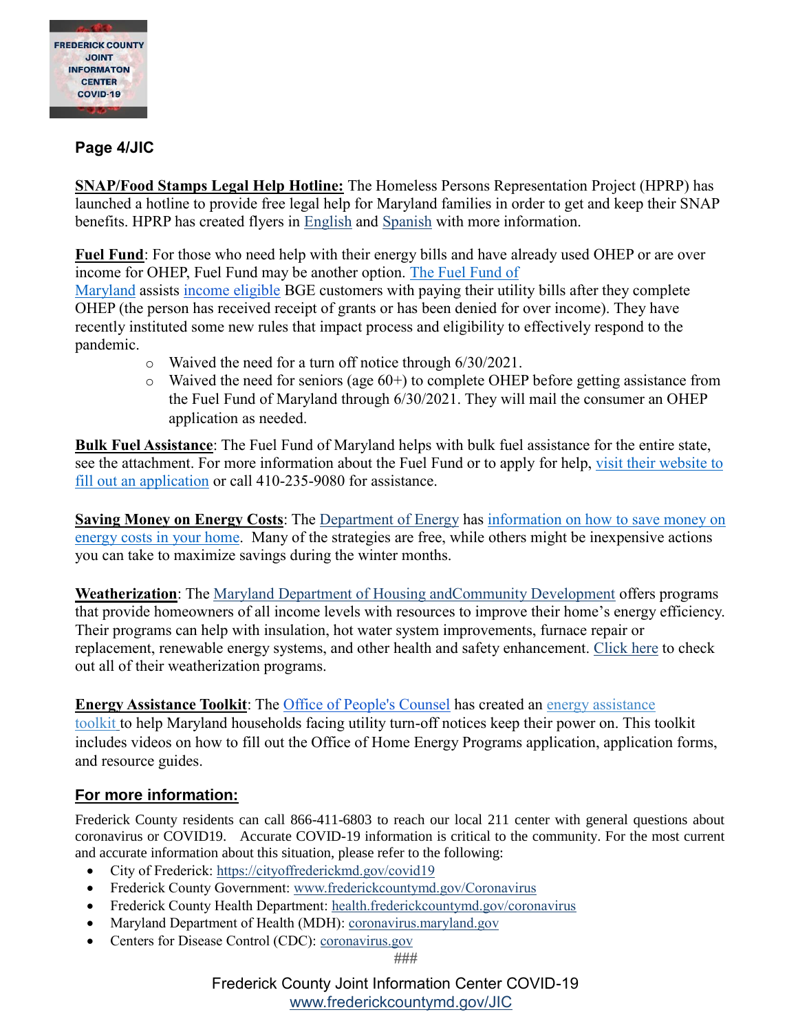**Page 4/JIC**

**SNAP/Food Stamps Legal Help Hotline:** The Homeless Persons Representation Project (HPRP) has launched a hotline to provide free legal help for Maryland families in order to get and keep their SNAP benefits. HPRP has created flyers in English and Spanish with more information.

**Fuel Fund**: For those who need help with their energy bills and have already used OHEP or are over income for OHEP, Fuel Fund may be another option. The Fuel Fund of Maryland assists income eligible BGE customers with paying their utility bills after they complete OHEP (the person has received receipt of grants or has been denied for over income). They have recently instituted some new rules that impact process and eligibility to effectively respond to the pandemic.

- Waived the need for a turn off notice through 6/30/2021.
- Waived the need for seniors (age 60+) to complete OHEP before getting assistance from the Fuel Fund of Maryland through 6/30/2021. They will mail the consumer an OHEP application as needed.

**Bulk Fuel Assistance**: The Fuel Fund of Maryland helps with bulk fuel assistance for the entire state, see the attachment. For more information about the Fuel Fund or to apply for help, visit their website to fill out an application or call 410-235-9080 for assistance.

**Saving Money on Energy Costs**: The Department of Energy has information on how to save money on energy costs in your home. Many of the strategies are free, while others might be inexpensive actions you can take to maximize savings during the winter months.

**Weatherization**: The Maryland Department of Housing andCommunity Development offers programs that provide homeowners of all income levels with resources to improve their home's energy efficiency. Their programs can help with insulation, hot water system improvements, furnace repair or replacement, renewable energy systems, and other health and safety enhancement. Click here to check out all of their weatherization programs.

**Energy Assistance Toolkit**: The Office of People's Counsel has created an energy assistance toolkit to help Maryland households facing utility turn-off notices keep their power on. This toolkit includes videos on how to fill out the Office of Home Energy Programs application, application forms, and resource guides.

## For more information:

Frederick County residents can call 866-411-6803 to reach our local 211 center with general questions about coronavirus or COVID19. Accurate COVID-19 information is critical to the community. For the most current and accurate information about this situation, please refer to the following:

- City of Frederick: https://cityoffrederickmd.gov/covid19
- Frederick County Government: www.frederickcountymd.gov/Coronavirus
- Frederick County Health Department: health.frederickcountymd.gov/coronavirus
- Maryland Department of Health (MDH): coronavirus.maryland.gov
- Centers for Disease Control (CDC): coronavirus.gov

###